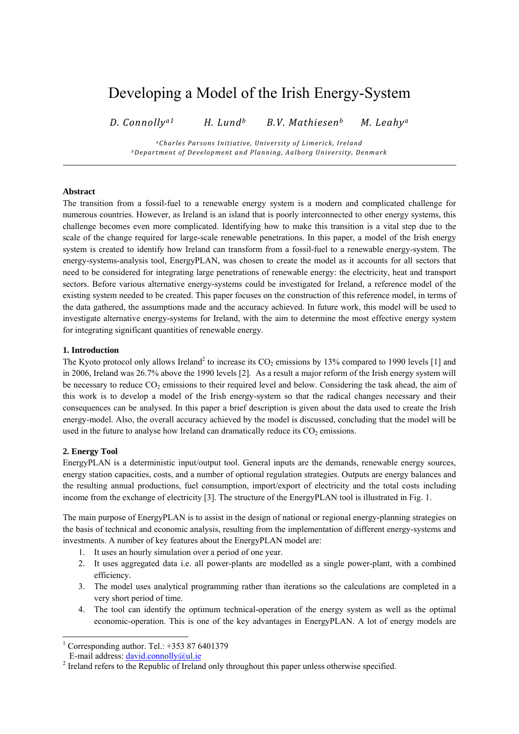# Developing a Model of the Irish Energy-System

*D. Connolly*[a1] *H. Lund*[b] *B.V. Mathiesen*[b] *M. Leahy*[a]

[a] *Charles Parsons Initiative, University of Limerick, Ireland*
[b] *Department of Development and Planning, Aalborg University, Denmark*

---

**Abstract**

The transition from a fossil-fuel to a renewable energy system is a modern and complicated challenge for numerous countries. However, as Ireland is an island that is poorly interconnected to other energy systems, this challenge becomes even more complicated. Identifying how to make this transition is a vital step due to the scale of the change required for large-scale renewable penetrations. In this paper, a model of the Irish energy system is created to identify how Ireland can transform from a fossil-fuel to a renewable energy-system. The energy-systems-analysis tool, EnergyPLAN, was chosen to create the model as it accounts for all sectors that need to be considered for integrating large penetrations of renewable energy: the electricity, heat and transport sectors. Before various alternative energy-systems could be investigated for Ireland, a reference model of the existing system needed to be created. This paper focuses on the construction of this reference model, in terms of the data gathered, the assumptions made and the accuracy achieved. In future work, this model will be used to investigate alternative energy-systems for Ireland, with the aim to determine the most effective energy system for integrating significant quantities of renewable energy.

## 1. Introduction

The Kyoto protocol only allows Ireland[2] to increase its $CO_2$ emissions by 13% compared to 1990 levels [1] and in 2006, Ireland was 26.7% above the 1990 levels [2]. As a result a major reform of the Irish energy system will be necessary to reduce $CO_2$ emissions to their required level and below. Considering the task ahead, the aim of this work is to develop a model of the Irish energy-system so that the radical changes necessary and their consequences can be analysed. In this paper a brief description is given about the data used to create the Irish energy-model. Also, the overall accuracy achieved by the model is discussed, concluding that the model will be used in the future to analyse how Ireland can dramatically reduce its $CO_2$ emissions.

## 2. Energy Tool

EnergyPLAN is a deterministic input/output tool. General inputs are the demands, renewable energy sources, energy station capacities, costs, and a number of optional regulation strategies. Outputs are energy balances and the resulting annual productions, fuel consumption, import/export of electricity and the total costs including income from the exchange of electricity [3]. The structure of the EnergyPLAN tool is illustrated in Fig. 1.

The main purpose of EnergyPLAN is to assist in the design of national or regional energy-planning strategies on the basis of technical and economic analysis, resulting from the implementation of different energy-systems and investments. A number of key features about the EnergyPLAN model are:

1. It uses an hourly simulation over a period of one year.
2. It uses aggregated data i.e. all power-plants are modelled as a single power-plant, with a combined efficiency.
3. The model uses analytical programming rather than iterations so the calculations are completed in a very short period of time.
4. The tool can identify the optimum technical-operation of the energy system as well as the optimal economic-operation. This is one of the key advantages in EnergyPLAN. A lot of energy models are

---

[1] Corresponding author. Tel.: +353 87 6401379
E-mail address: david.connolly@ul.ie

[2] Ireland refers to the Republic of Ireland only throughout this paper unless otherwise specified.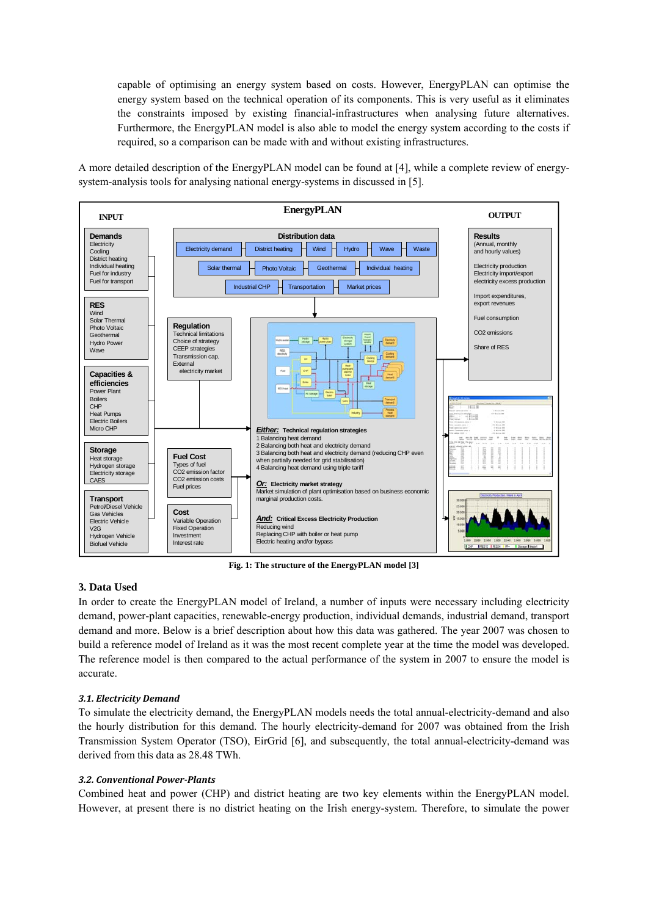capable of optimising an energy system based on costs. However, EnergyPLAN can optimise the energy system based on the technical operation of its components. This is very useful as it eliminates the constraints imposed by existing financial-infrastructures when analysing future alternatives. Furthermore, the EnergyPLAN model is also able to model the energy system according to the costs if required, so a comparison can be made with and without existing infrastructures.

A more detailed description of the EnergyPLAN model can be found at [4], while a complete review of energy-system-analysis tools for analysing national energy-systems in discussed in [5].

**Fig. 1: The structure of the EnergyPLAN model [3]**

## 3. Data Used

In order to create the EnergyPLAN model of Ireland, a number of inputs were necessary including electricity demand, power-plant capacities, renewable-energy production, individual demands, industrial demand, transport demand and more. Below is a brief description about how this data was gathered. The year 2007 was chosen to build a reference model of Ireland as it was the most recent complete year at the time the model was developed. The reference model is then compared to the actual performance of the system in 2007 to ensure the model is accurate.

### *3.1. Electricity Demand*

To simulate the electricity demand, the EnergyPLAN models needs the total annual-electricity-demand and also the hourly distribution for this demand. The hourly electricity-demand for 2007 was obtained from the Irish Transmission System Operator (TSO), EirGrid [6], and subsequently, the total annual-electricity-demand was derived from this data as 28.48 TWh.

### *3.2. Conventional Power-Plants*

Combined heat and power (CHP) and district heating are two key elements within the EnergyPLAN model. However, at present there is no district heating on the Irish energy-system. Therefore, to simulate the power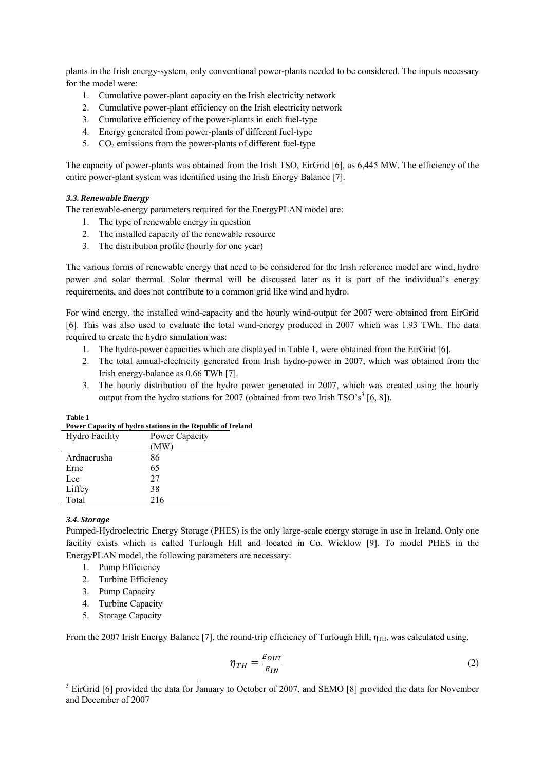plants in the Irish energy-system, only conventional power-plants needed to be considered. The inputs necessary for the model were:

1. Cumulative power-plant capacity on the Irish electricity network
2. Cumulative power-plant efficiency on the Irish electricity network
3. Cumulative efficiency of the power-plants in each fuel-type
4. Energy generated from power-plants of different fuel-type
5. $CO_2$ emissions from the power-plants of different fuel-type

The capacity of power-plants was obtained from the Irish TSO, EirGrid [6], as 6,445 MW. The efficiency of the entire power-plant system was identified using the Irish Energy Balance [7].

### *3.3. Renewable Energy*

The renewable-energy parameters required for the EnergyPLAN model are:

1. The type of renewable energy in question
2. The installed capacity of the renewable resource
3. The distribution profile (hourly for one year)

The various forms of renewable energy that need to be considered for the Irish reference model are wind, hydro power and solar thermal. Solar thermal will be discussed later as it is part of the individual's energy requirements, and does not contribute to a common grid like wind and hydro.

For wind energy, the installed wind-capacity and the hourly wind-output for 2007 were obtained from EirGrid [6]. This was also used to evaluate the total wind-energy produced in 2007 which was 1.93 TWh. The data required to create the hydro simulation was:

1. The hydro-power capacities which are displayed in Table 1, were obtained from the EirGrid [6].
2. The total annual-electricity generated from Irish hydro-power in 2007, which was obtained from the Irish energy-balance as 0.66 TWh [7].
3. The hourly distribution of the hydro power generated in 2007, which was created using the hourly output from the hydro stations for 2007 (obtained from two Irish TSO's[3] [6, 8]).

**Table 1**
**Power Capacity of hydro stations in the Republic of Ireland**

| Hydro Facility | Power Capacity (MW) |
|---|---|
| Ardnacrusha | 86 |
| Erne | 65 |
| Lee | 27 |
| Liffey | 38 |
| Total | 216 |

### *3.4. Storage*

Pumped-Hydroelectric Energy Storage (PHES) is the only large-scale energy storage in use in Ireland. Only one facility exists which is called Turlough Hill and located in Co. Wicklow [9]. To model PHES in the EnergyPLAN model, the following parameters are necessary:

1. Pump Efficiency
2. Turbine Efficiency
3. Pump Capacity
4. Turbine Capacity
5. Storage Capacity

From the 2007 Irish Energy Balance [7], the round-trip efficiency of Turlough Hill, $\eta_{TH}$, was calculated using,

$$\eta_{TH} = \frac{E_{OUT}}{E_{IN}} \tag{2}$$

[3] EirGrid [6] provided the data for January to October of 2007, and SEMO [8] provided the data for November and December of 2007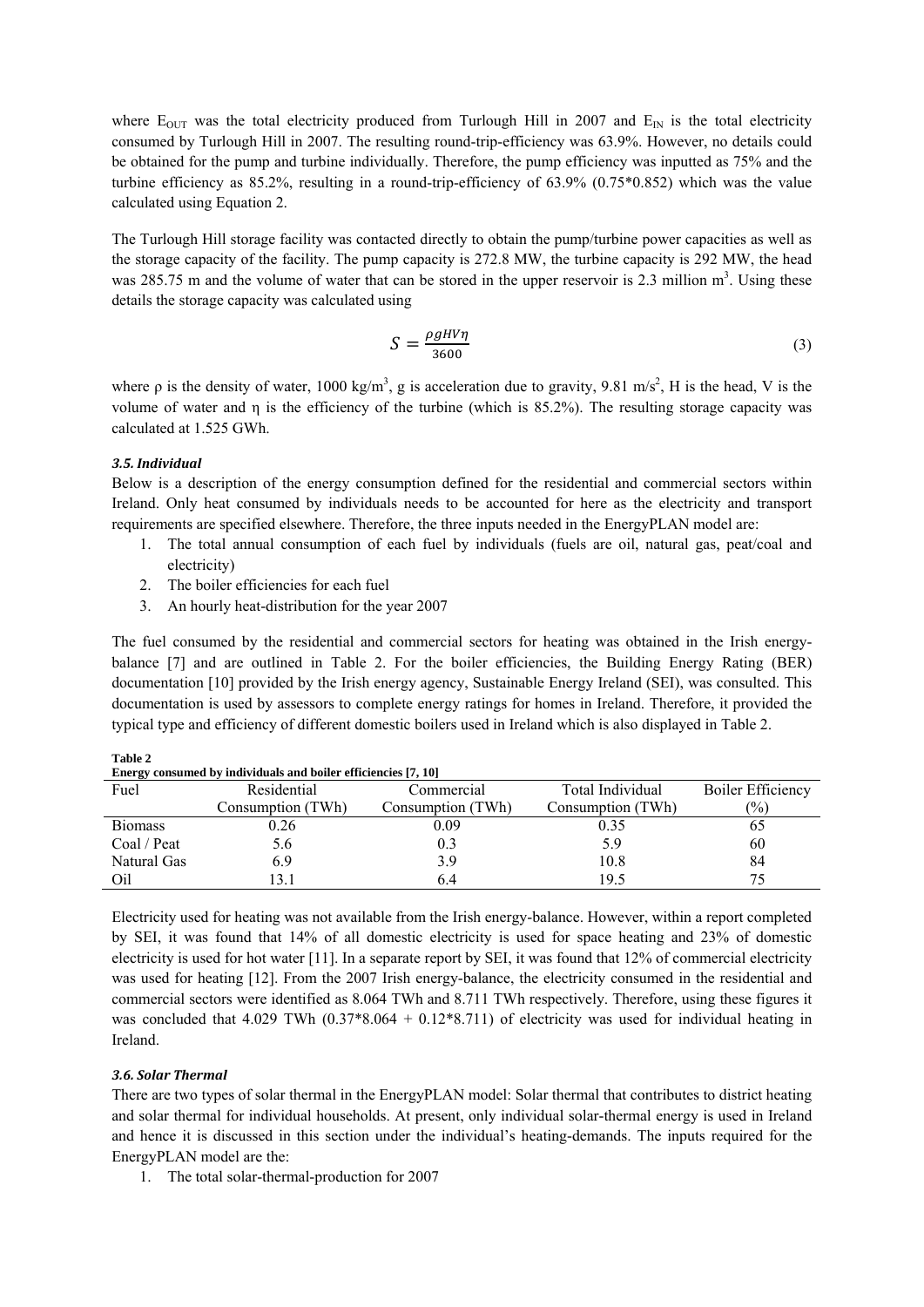where $E_{OUT}$ was the total electricity produced from Turlough Hill in 2007 and $E_{IN}$ is the total electricity consumed by Turlough Hill in 2007. The resulting round-trip-efficiency was 63.9%. However, no details could be obtained for the pump and turbine individually. Therefore, the pump efficiency was inputted as 75% and the turbine efficiency as 85.2%, resulting in a round-trip-efficiency of 63.9% (0.75*0.852) which was the value calculated using Equation 2.

The Turlough Hill storage facility was contacted directly to obtain the pump/turbine power capacities as well as the storage capacity of the facility. The pump capacity is 272.8 MW, the turbine capacity is 292 MW, the head was 285.75 m and the volume of water that can be stored in the upper reservoir is 2.3 million $m^3$. Using these details the storage capacity was calculated using

$$S = \frac{\rho g H V \eta}{3600} \tag{3}$$

where $\rho$ is the density of water, 1000 $kg/m^3$, g is acceleration due to gravity, 9.81 $m/s^2$, H is the head, V is the volume of water and $\eta$ is the efficiency of the turbine (which is 85.2%). The resulting storage capacity was calculated at 1.525 GWh.

### *3.5. Individual*

Below is a description of the energy consumption defined for the residential and commercial sectors within Ireland. Only heat consumed by individuals needs to be accounted for here as the electricity and transport requirements are specified elsewhere. Therefore, the three inputs needed in the EnergyPLAN model are:

1. The total annual consumption of each fuel by individuals (fuels are oil, natural gas, peat/coal and electricity)
2. The boiler efficiencies for each fuel
3. An hourly heat-distribution for the year 2007

The fuel consumed by the residential and commercial sectors for heating was obtained in the Irish energy-balance [7] and are outlined in Table 2. For the boiler efficiencies, the Building Energy Rating (BER) documentation [10] provided by the Irish energy agency, Sustainable Energy Ireland (SEI), was consulted. This documentation is used by assessors to complete energy ratings for homes in Ireland. Therefore, it provided the typical type and efficiency of different domestic boilers used in Ireland which is also displayed in Table 2.

**Table 2**
**Energy consumed by individuals and boiler efficiencies [7, 10]**

| Fuel | Residential Consumption (TWh) | Commercial Consumption (TWh) | Total Individual Consumption (TWh) | Boiler Efficiency (%) |
|---|---|---|---|---|
| Biomass | 0.26 | 0.09 | 0.35 | 65 |
| Coal / Peat | 5.6 | 0.3 | 5.9 | 60 |
| Natural Gas | 6.9 | 3.9 | 10.8 | 84 |
| Oil | 13.1 | 6.4 | 19.5 | 75 |

Electricity used for heating was not available from the Irish energy-balance. However, within a report completed by SEI, it was found that 14% of all domestic electricity is used for space heating and 23% of domestic electricity is used for hot water [11]. In a separate report by SEI, it was found that 12% of commercial electricity was used for heating [12]. From the 2007 Irish energy-balance, the electricity consumed in the residential and commercial sectors were identified as 8.064 TWh and 8.711 TWh respectively. Therefore, using these figures it was concluded that 4.029 TWh (0.37*8.064 + 0.12*8.711) of electricity was used for individual heating in Ireland.

### *3.6. Solar Thermal*

There are two types of solar thermal in the EnergyPLAN model: Solar thermal that contributes to district heating and solar thermal for individual households. At present, only individual solar-thermal energy is used in Ireland and hence it is discussed in this section under the individual's heating-demands. The inputs required for the EnergyPLAN model are the:

1. The total solar-thermal-production for 2007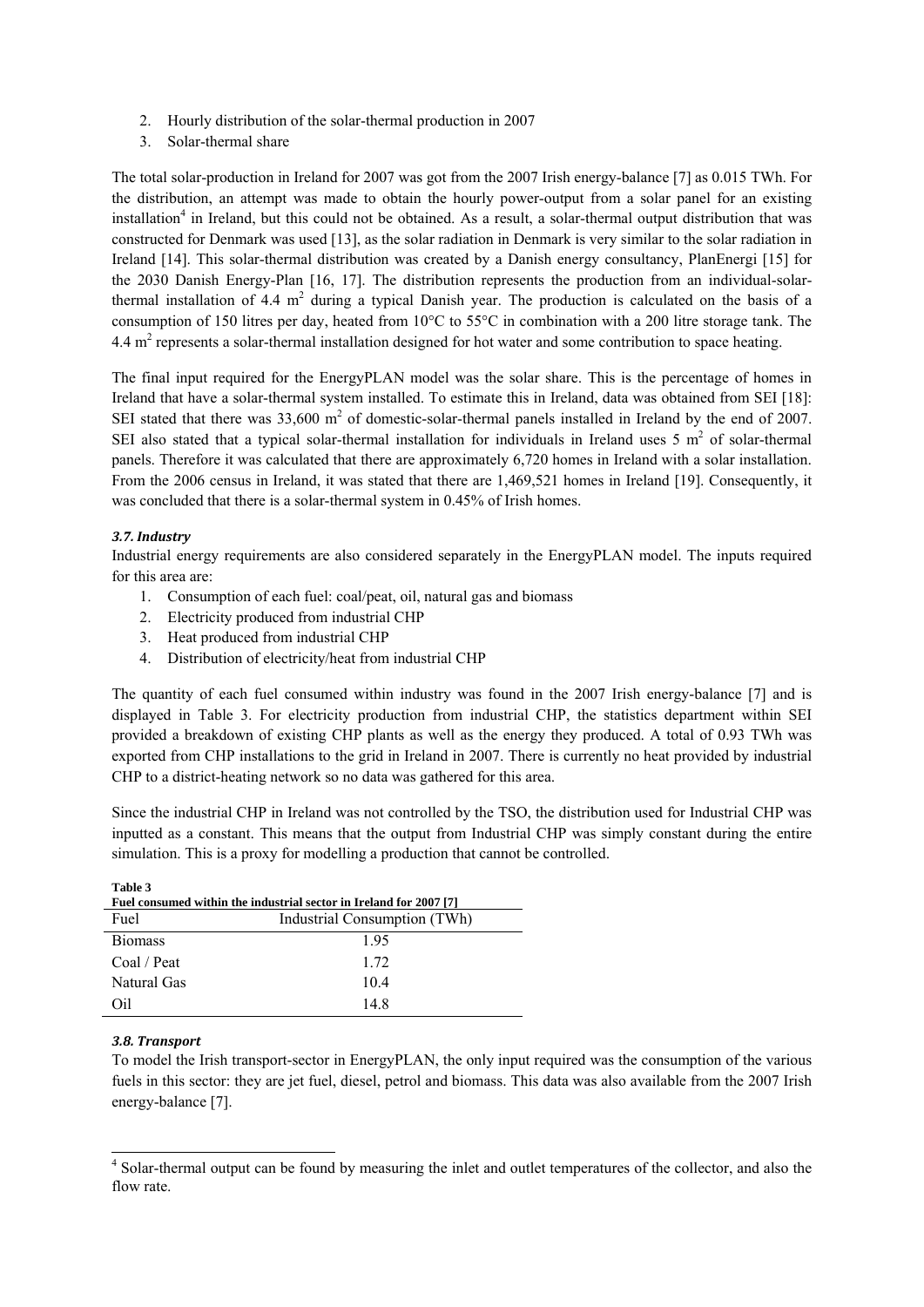2. Hourly distribution of the solar-thermal production in 2007
3. Solar-thermal share

The total solar-production in Ireland for 2007 was got from the 2007 Irish energy-balance [7] as 0.015 TWh. For the distribution, an attempt was made to obtain the hourly power-output from a solar panel for an existing installation[4] in Ireland, but this could not be obtained. As a result, a solar-thermal output distribution that was constructed for Denmark was used [13], as the solar radiation in Denmark is very similar to the solar radiation in Ireland [14]. This solar-thermal distribution was created by a Danish energy consultancy, PlanEnergi [15] for the 2030 Danish Energy-Plan [16, 17]. The distribution represents the production from an individual-solar-thermal installation of 4.4 m$^2$ during a typical Danish year. The production is calculated on the basis of a consumption of 150 litres per day, heated from 10°C to 55°C in combination with a 200 litre storage tank. The 4.4 m$^2$ represents a solar-thermal installation designed for hot water and some contribution to space heating.

The final input required for the EnergyPLAN model was the solar share. This is the percentage of homes in Ireland that have a solar-thermal system installed. To estimate this in Ireland, data was obtained from SEI [18]: SEI stated that there was 33,600 m$^2$ of domestic-solar-thermal panels installed in Ireland by the end of 2007. SEI also stated that a typical solar-thermal installation for individuals in Ireland uses 5 m$^2$ of solar-thermal panels. Therefore it was calculated that there are approximately 6,720 homes in Ireland with a solar installation. From the 2006 census in Ireland, it was stated that there are 1,469,521 homes in Ireland [19]. Consequently, it was concluded that there is a solar-thermal system in 0.45% of Irish homes.

### *3.7. Industry*

Industrial energy requirements are also considered separately in the EnergyPLAN model. The inputs required for this area are:

1. Consumption of each fuel: coal/peat, oil, natural gas and biomass
2. Electricity produced from industrial CHP
3. Heat produced from industrial CHP
4. Distribution of electricity/heat from industrial CHP

The quantity of each fuel consumed within industry was found in the 2007 Irish energy-balance [7] and is displayed in Table 3. For electricity production from industrial CHP, the statistics department within SEI provided a breakdown of existing CHP plants as well as the energy they produced. A total of 0.93 TWh was exported from CHP installations to the grid in Ireland in 2007. There is currently no heat provided by industrial CHP to a district-heating network so no data was gathered for this area.

Since the industrial CHP in Ireland was not controlled by the TSO, the distribution used for Industrial CHP was inputted as a constant. This means that the output from Industrial CHP was simply constant during the entire simulation. This is a proxy for modelling a production that cannot be controlled.

**Table 3**
**Fuel consumed within the industrial sector in Ireland for 2007 [7]**

| Fuel | Industrial Consumption (TWh) |
| --- | --- |
| Biomass | 1.95 |
| Coal / Peat | 1.72 |
| Natural Gas | 10.4 |
| Oil | 14.8 |

### *3.8. Transport*

To model the Irish transport-sector in EnergyPLAN, the only input required was the consumption of the various fuels in this sector: they are jet fuel, diesel, petrol and biomass. This data was also available from the 2007 Irish energy-balance [7].

[4] Solar-thermal output can be found by measuring the inlet and outlet temperatures of the collector, and also the flow rate.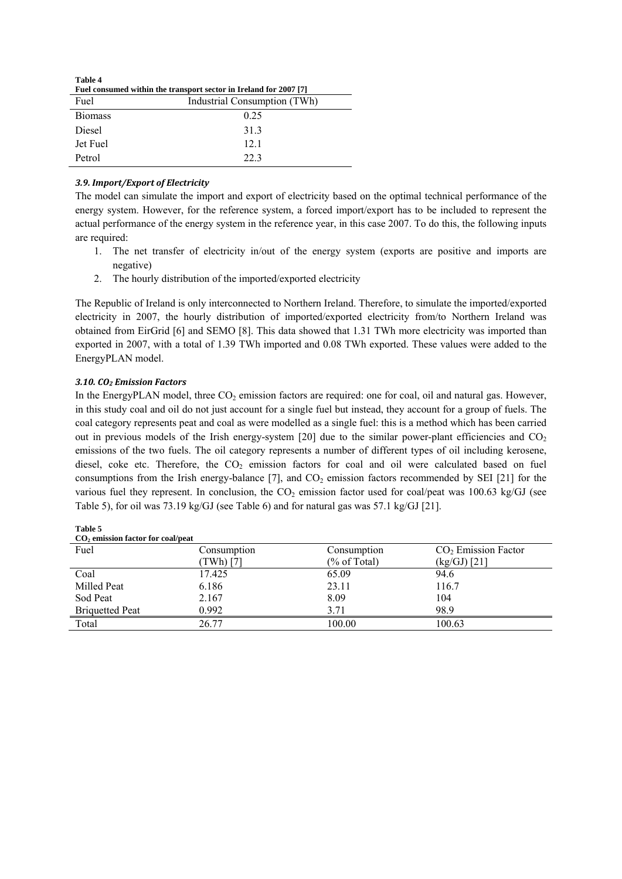**Table 4**
**Fuel consumed within the transport sector in Ireland for 2007 [7]**

| Fuel | Industrial Consumption (TWh) |
|---|---|
| Biomass | 0.25 |
| Diesel | 31.3 |
| Jet Fuel | 12.1 |
| Petrol | 22.3 |

### *3.9. Import/Export of Electricity*

The model can simulate the import and export of electricity based on the optimal technical performance of the energy system. However, for the reference system, a forced import/export has to be included to represent the actual performance of the energy system in the reference year, in this case 2007. To do this, the following inputs are required:

1. The net transfer of electricity in/out of the energy system (exports are positive and imports are negative)
2. The hourly distribution of the imported/exported electricity

The Republic of Ireland is only interconnected to Northern Ireland. Therefore, to simulate the imported/exported electricity in 2007, the hourly distribution of imported/exported electricity from/to Northern Ireland was obtained from EirGrid [6] and SEMO [8]. This data showed that 1.31 TWh more electricity was imported than exported in 2007, with a total of 1.39 TWh imported and 0.08 TWh exported. These values were added to the EnergyPLAN model.

### *3.10. $CO_2$ Emission Factors*

In the EnergyPLAN model, three $CO_2$ emission factors are required: one for coal, oil and natural gas. However, in this study coal and oil do not just account for a single fuel but instead, they account for a group of fuels. The coal category represents peat and coal as were modelled as a single fuel: this is a method which has been carried out in previous models of the Irish energy-system [20] due to the similar power-plant efficiencies and $CO_2$ emissions of the two fuels. The oil category represents a number of different types of oil including kerosene, diesel, coke etc. Therefore, the $CO_2$ emission factors for coal and oil were calculated based on fuel consumptions from the Irish energy-balance [7], and $CO_2$ emission factors recommended by SEI [21] for the various fuel they represent. In conclusion, the $CO_2$ emission factor used for coal/peat was 100.63 kg/GJ (see Table 5), for oil was 73.19 kg/GJ (see Table 6) and for natural gas was 57.1 kg/GJ [21].

**Table 5**
**$CO_2$ emission factor for coal/peat**

| Fuel | Consumption (TWh) [7] | Consumption (% of Total) | $CO_2$ Emission Factor (kg/GJ) [21] |
|---|---|---|---|
| Coal | 17.425 | 65.09 | 94.6 |
| Milled Peat | 6.186 | 23.11 | 116.7 |
| Sod Peat | 2.167 | 8.09 | 104 |
| Briquetted Peat | 0.992 | 3.71 | 98.9 |
| Total | 26.77 | 100.00 | 100.63 |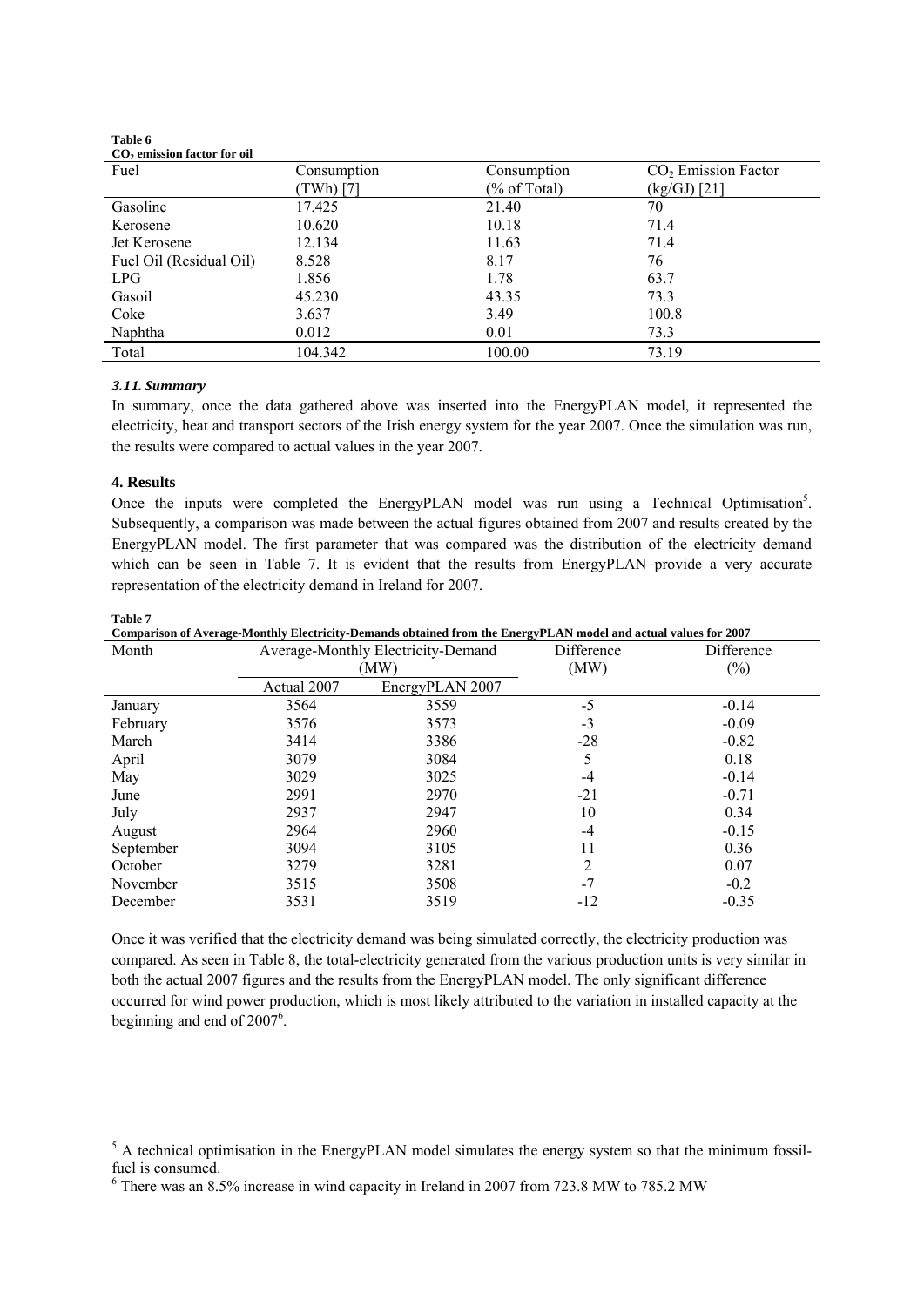**Table 6**
**$CO_2$ emission factor for oil**

| Fuel | Consumption (TWh) [7] | Consumption (% of Total) | $CO_2$ Emission Factor (kg/GJ) [21] |
|---|---|---|---|
| Gasoline | 17.425 | 21.40 | 70 |
| Kerosene | 10.620 | 10.18 | 71.4 |
| Jet Kerosene | 12.134 | 11.63 | 71.4 |
| Fuel Oil (Residual Oil) | 8.528 | 8.17 | 76 |
| LPG | 1.856 | 1.78 | 63.7 |
| Gasoil | 45.230 | 43.35 | 73.3 |
| Coke | 3.637 | 3.49 | 100.8 |
| Naphtha | 0.012 | 0.01 | 73.3 |
| Total | 104.342 | 100.00 | 73.19 |

### *3.11. Summary*

In summary, once the data gathered above was inserted into the EnergyPLAN model, it represented the electricity, heat and transport sectors of the Irish energy system for the year 2007. Once the simulation was run, the results were compared to actual values in the year 2007.

## 4. Results

Once the inputs were completed the EnergyPLAN model was run using a Technical Optimisation[5]. Subsequently, a comparison was made between the actual figures obtained from 2007 and results created by the EnergyPLAN model. The first parameter that was compared was the distribution of the electricity demand which can be seen in Table 7. It is evident that the results from EnergyPLAN provide a very accurate representation of the electricity demand in Ireland for 2007.

**Table 7**
**Comparison of Average-Monthly Electricity-Demands obtained from the EnergyPLAN model and actual values for 2007**

| Month | Average-Monthly Electricity-Demand (MW) | | Difference (MW) | Difference (%) |
|---|---|---|---|---|
| | Actual 2007 | EnergyPLAN 2007 | | |
| January | 3564 | 3559 | -5 | -0.14 |
| February | 3576 | 3573 | -3 | -0.09 |
| March | 3414 | 3386 | -28 | -0.82 |
| April | 3079 | 3084 | 5 | 0.18 |
| May | 3029 | 3025 | -4 | -0.14 |
| June | 2991 | 2970 | -21 | -0.71 |
| July | 2937 | 2947 | 10 | 0.34 |
| August | 2964 | 2960 | -4 | -0.15 |
| September | 3094 | 3105 | 11 | 0.36 |
| October | 3279 | 3281 | 2 | 0.07 |
| November | 3515 | 3508 | -7 | -0.2 |
| December | 3531 | 3519 | -12 | -0.35 |

Once it was verified that the electricity demand was being simulated correctly, the electricity production was compared. As seen in Table 8, the total-electricity generated from the various production units is very similar in both the actual 2007 figures and the results from the EnergyPLAN model. The only significant difference occurred for wind power production, which is most likely attributed to the variation in installed capacity at the beginning and end of 2007[6].

---

[5] A technical optimisation in the EnergyPLAN model simulates the energy system so that the minimum fossil-fuel is consumed.

[6] There was an 8.5% increase in wind capacity in Ireland in 2007 from 723.8 MW to 785.2 MW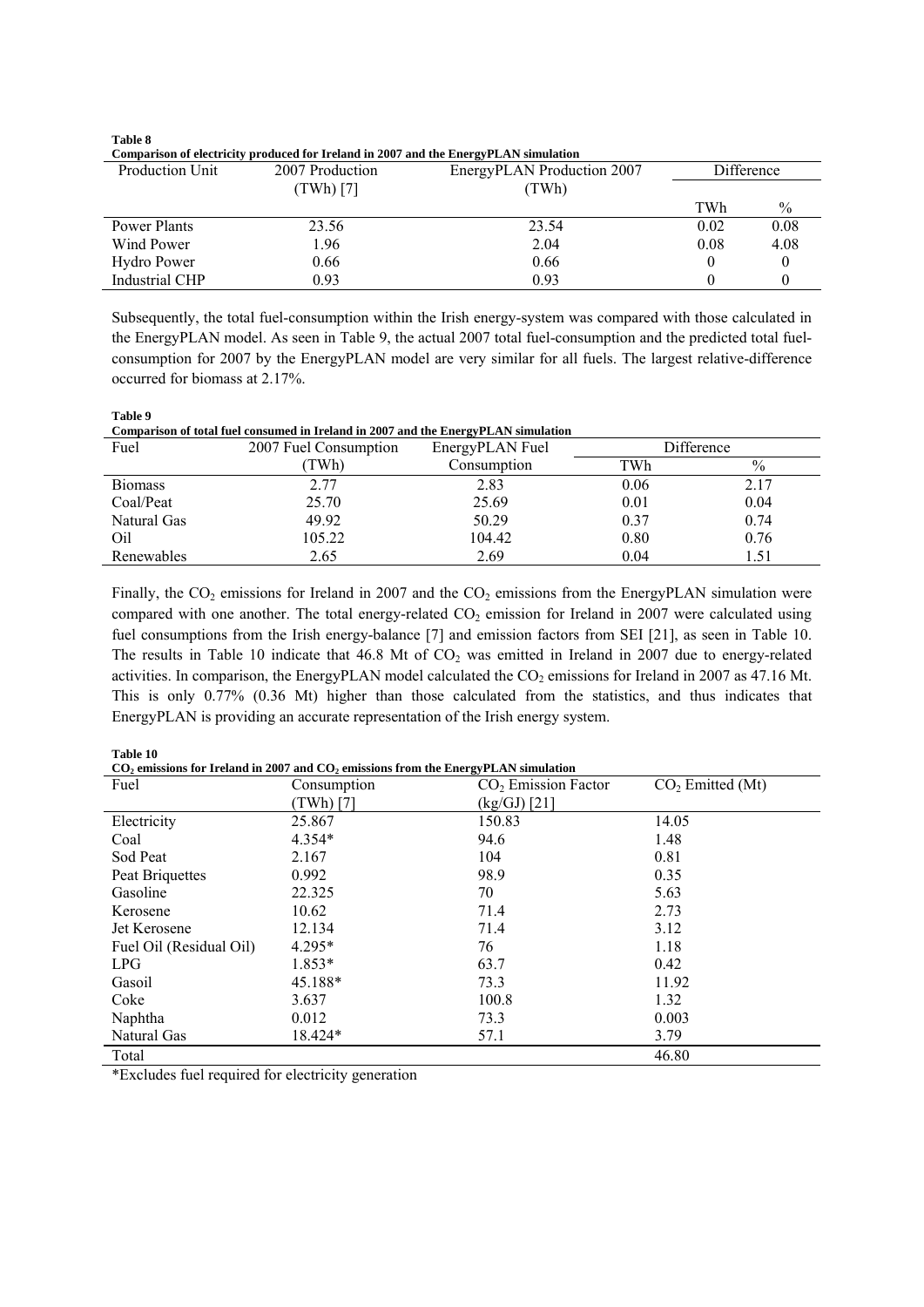**Table 8**
**Comparison of electricity produced for Ireland in 2007 and the EnergyPLAN simulation**

| Production Unit | 2007 Production (TWh) [7] | EnergyPLAN Production 2007 (TWh) | Difference | |
|---|---|---|---|---|
| | | | TWh | % |
| Power Plants | 23.56 | 23.54 | 0.02 | 0.08 |
| Wind Power | 1.96 | 2.04 | 0.08 | 4.08 |
| Hydro Power | 0.66 | 0.66 | 0 | 0 |
| Industrial CHP | 0.93 | 0.93 | 0 | 0 |

Subsequently, the total fuel-consumption within the Irish energy-system was compared with those calculated in the EnergyPLAN model. As seen in Table 9, the actual 2007 total fuel-consumption and the predicted total fuel-consumption for 2007 by the EnergyPLAN model are very similar for all fuels. The largest relative-difference occurred for biomass at 2.17%.

**Table 9**
**Comparison of total fuel consumed in Ireland in 2007 and the EnergyPLAN simulation**

| Fuel | 2007 Fuel Consumption (TWh) | EnergyPLAN Fuel Consumption | Difference | |
|---|---|---|---|---|
| | | | TWh | % |
| Biomass | 2.77 | 2.83 | 0.06 | 2.17 |
| Coal/Peat | 25.70 | 25.69 | 0.01 | 0.04 |
| Natural Gas | 49.92 | 50.29 | 0.37 | 0.74 |
| Oil | 105.22 | 104.42 | 0.80 | 0.76 |
| Renewables | 2.65 | 2.69 | 0.04 | 1.51 |

Finally, the $CO_2$ emissions for Ireland in 2007 and the $CO_2$ emissions from the EnergyPLAN simulation were compared with one another. The total energy-related $CO_2$ emission for Ireland in 2007 were calculated using fuel consumptions from the Irish energy-balance [7] and emission factors from SEI [21], as seen in Table 10. The results in Table 10 indicate that 46.8 Mt of $CO_2$ was emitted in Ireland in 2007 due to energy-related activities. In comparison, the EnergyPLAN model calculated the $CO_2$ emissions for Ireland in 2007 as 47.16 Mt. This is only 0.77% (0.36 Mt) higher than those calculated from the statistics, and thus indicates that EnergyPLAN is providing an accurate representation of the Irish energy system.

**Table 10**
**$CO_2$ emissions for Ireland in 2007 and $CO_2$ emissions from the EnergyPLAN simulation**

| Fuel | Consumption (TWh) [7] | $CO_2$ Emission Factor (kg/GJ) [21] | $CO_2$ Emitted (Mt) |
|---|---|---|---|
| Electricity | 25.867 | 150.83 | 14.05 |
| Coal | 4.354* | 94.6 | 1.48 |
| Sod Peat | 2.167 | 104 | 0.81 |
| Peat Briquettes | 0.992 | 98.9 | 0.35 |
| Gasoline | 22.325 | 70 | 5.63 |
| Kerosene | 10.62 | 71.4 | 2.73 |
| Jet Kerosene | 12.134 | 71.4 | 3.12 |
| Fuel Oil (Residual Oil) | 4.295* | 76 | 1.18 |
| LPG | 1.853* | 63.7 | 0.42 |
| Gasoil | 45.188* | 73.3 | 11.92 |
| Coke | 3.637 | 100.8 | 1.32 |
| Naphtha | 0.012 | 73.3 | 0.003 |
| Natural Gas | 18.424* | 57.1 | 3.79 |
| Total | | | 46.80 |

*Excludes fuel required for electricity generation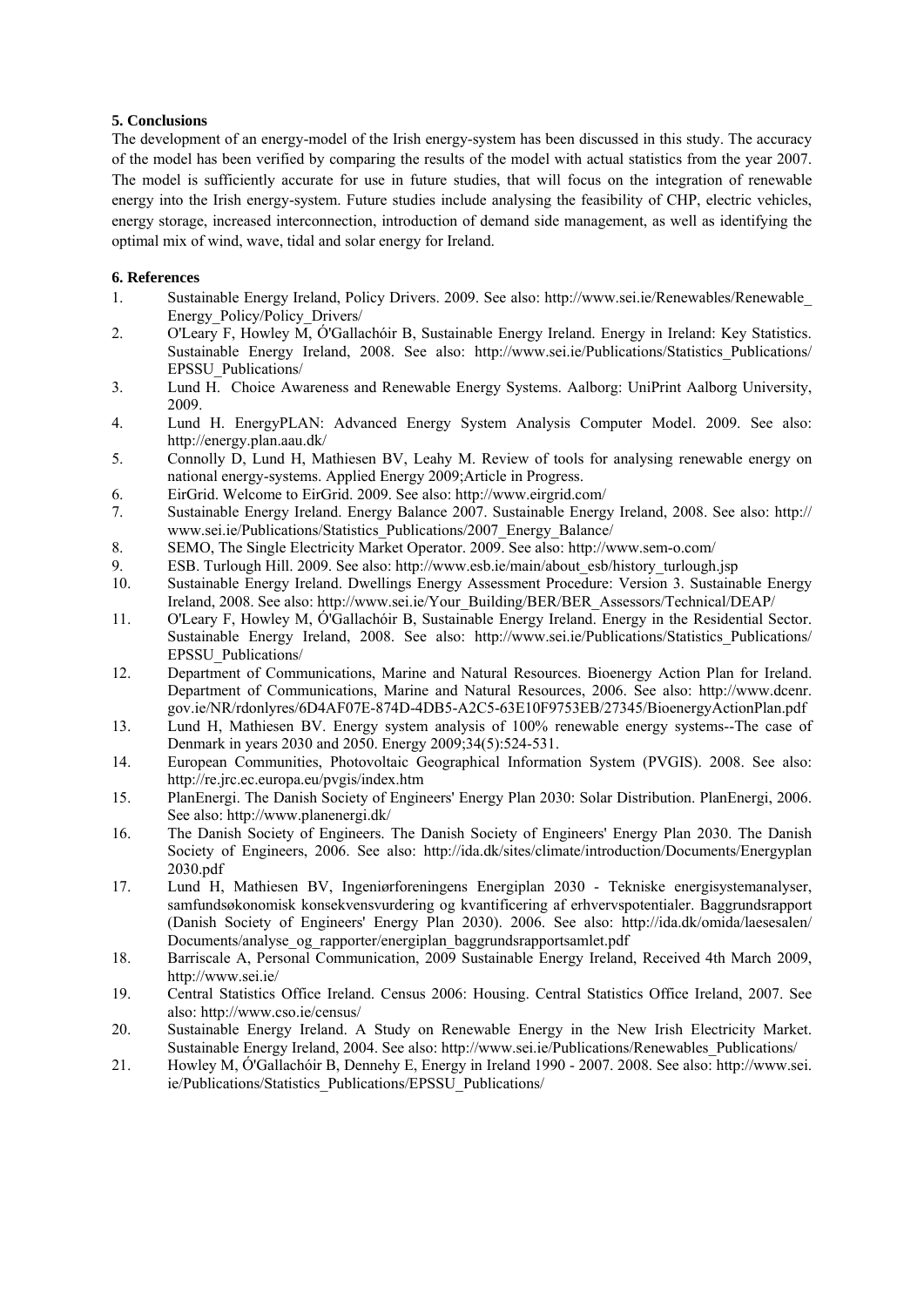## 5. Conclusions

The development of an energy-model of the Irish energy-system has been discussed in this study. The accuracy of the model has been verified by comparing the results of the model with actual statistics from the year 2007. The model is sufficiently accurate for use in future studies, that will focus on the integration of renewable energy into the Irish energy-system. Future studies include analysing the feasibility of CHP, electric vehicles, energy storage, increased interconnection, introduction of demand side management, as well as identifying the optimal mix of wind, wave, tidal and solar energy for Ireland.

## 6. References

1. Sustainable Energy Ireland, Policy Drivers. 2009. See also: http://www.sei.ie/Renewables/Renewable_Energy_Policy/Policy_Drivers/
2. O'Leary F, Howley M, Ó'Gallachóir B, Sustainable Energy Ireland. Energy in Ireland: Key Statistics. Sustainable Energy Ireland, 2008. See also: http://www.sei.ie/Publications/Statistics_Publications/EPSSU_Publications/
3. Lund H. Choice Awareness and Renewable Energy Systems. Aalborg: UniPrint Aalborg University, 2009.
4. Lund H. EnergyPLAN: Advanced Energy System Analysis Computer Model. 2009. See also: http://energy.plan.aau.dk/
5. Connolly D, Lund H, Mathiesen BV, Leahy M. Review of tools for analysing renewable energy on national energy-systems. Applied Energy 2009;Article in Progress.
6. EirGrid. Welcome to EirGrid. 2009. See also: http://www.eirgrid.com/
7. Sustainable Energy Ireland. Energy Balance 2007. Sustainable Energy Ireland, 2008. See also: http://www.sei.ie/Publications/Statistics_Publications/2007_Energy_Balance/
8. SEMO, The Single Electricity Market Operator. 2009. See also: http://www.sem-o.com/
9. ESB. Turlough Hill. 2009. See also: http://www.esb.ie/main/about_esb/history_turlough.jsp
10. Sustainable Energy Ireland. Dwellings Energy Assessment Procedure: Version 3. Sustainable Energy Ireland, 2008. See also: http://www.sei.ie/Your_Building/BER/BER_Assessors/Technical/DEAP/
11. O'Leary F, Howley M, Ó'Gallachóir B, Sustainable Energy Ireland. Energy in the Residential Sector. Sustainable Energy Ireland, 2008. See also: http://www.sei.ie/Publications/Statistics_Publications/EPSSU_Publications/
12. Department of Communications, Marine and Natural Resources. Bioenergy Action Plan for Ireland. Department of Communications, Marine and Natural Resources, 2006. See also: http://www.dcenr.gov.ie/NR/rdonlyres/6D4AF07E-874D-4DB5-A2C5-63E10F9753EB/27345/BioenergyActionPlan.pdf
13. Lund H, Mathiesen BV. Energy system analysis of 100% renewable energy systems--The case of Denmark in years 2030 and 2050. Energy 2009;34(5):524-531.
14. European Communities, Photovoltaic Geographical Information System (PVGIS). 2008. See also: http://re.jrc.ec.europa.eu/pvgis/index.htm
15. PlanEnergi. The Danish Society of Engineers' Energy Plan 2030: Solar Distribution. PlanEnergi, 2006. See also: http://www.planenergi.dk/
16. The Danish Society of Engineers. The Danish Society of Engineers' Energy Plan 2030. The Danish Society of Engineers, 2006. See also: http://ida.dk/sites/climate/introduction/Documents/Energyplan2030.pdf
17. Lund H, Mathiesen BV, Ingeniørforeningens Energiplan 2030 - Tekniske energisystemanalyser, samfundsøkonomisk konsekvensvurdering og kvantificering af erhvervspotentialer. Baggrundsrapport (Danish Society of Engineers' Energy Plan 2030). 2006. See also: http://ida.dk/omida/laesesalen/Documents/analyse_og_rapporter/energiplan_baggrundsrapportsamlet.pdf
18. Barriscale A, Personal Communication, 2009 Sustainable Energy Ireland, Received 4th March 2009, http://www.sei.ie/
19. Central Statistics Office Ireland. Census 2006: Housing. Central Statistics Office Ireland, 2007. See also: http://www.cso.ie/census/
20. Sustainable Energy Ireland. A Study on Renewable Energy in the New Irish Electricity Market. Sustainable Energy Ireland, 2004. See also: http://www.sei.ie/Publications/Renewables_Publications/
21. Howley M, Ó'Gallachóir B, Dennehy E, Energy in Ireland 1990 - 2007. 2008. See also: http://www.sei.ie/Publications/Statistics_Publications/EPSSU_Publications/